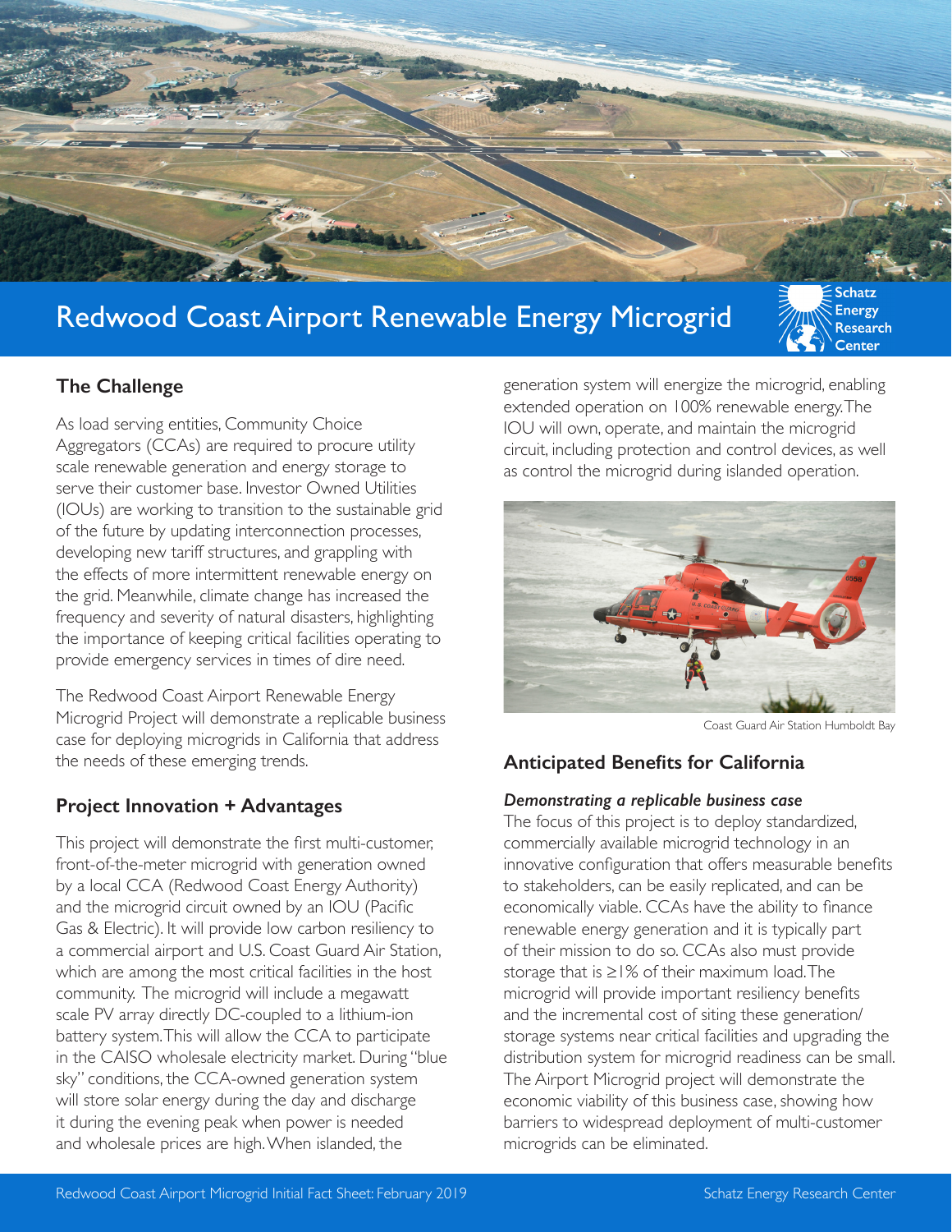# Redwood Coast Airport Renewable Energy Microgrid

Schatz Energy Research Center

## The Challenge

As load serving entities, Community Choice Aggregators (CCAs) are required to procure utility scale renewable generation and energy storage to serve their customer base. Investor Owned Utilities (IOUs) are working to transition to the sustainable grid of the future by updating interconnection processes, developing new tariff structures, and grappling with the effects of more intermittent renewable energy on the grid. Meanwhile, climate change has increased the frequency and severity of natural disasters, highlighting the importance of keeping critical facilities operating to provide emergency services in times of dire need.

The Redwood Coast Airport Renewable Energy Microgrid Project will demonstrate a replicable business case for deploying microgrids in California that address the needs of these emerging trends.

## Project Innovation + Advantages

This project will demonstrate the first multi-customer, front-of-the-meter microgrid with generation owned by a local CCA (Redwood Coast Energy Authority) and the microgrid circuit owned by an IOU (Pacific Gas & Electric). It will provide low carbon resiliency to a commercial airport and U.S. Coast Guard Air Station, which are among the most critical facilities in the host community. The microgrid will include a megawatt scale PV array directly DC-coupled to a lithium-ion battery system. This will allow the CCA to participate in the CAISO wholesale electricity market. During "blue sky" conditions, the CCA-owned generation system will store solar energy during the day and discharge it during the evening peak when power is needed and wholesale prices are high. When islanded, the generation system will energize the microgrid, enabling extended operation on 100% renewable energy. The IOU will own, operate, and maintain the microgrid circuit, including protection and control devices, as well as control the microgrid during islanded operation.

Coast Guard Air Station Humboldt Bay

## Anticipated Benefits for California

***Demonstrating a replicable business case***

The focus of this project is to deploy standardized, commercially available microgrid technology in an innovative configuration that offers measurable benefits to stakeholders, can be easily replicated, and can be economically viable. CCAs have the ability to finance renewable energy generation and it is typically part of their mission to do so. CCAs also must provide storage that is ≥1% of their maximum load. The microgrid will provide important resiliency benefits and the incremental cost of siting these generation/storage systems near critical facilities and upgrading the distribution system for microgrid readiness can be small. The Airport Microgrid project will demonstrate the economic viability of this business case, showing how barriers to widespread deployment of multi-customer microgrids can be eliminated.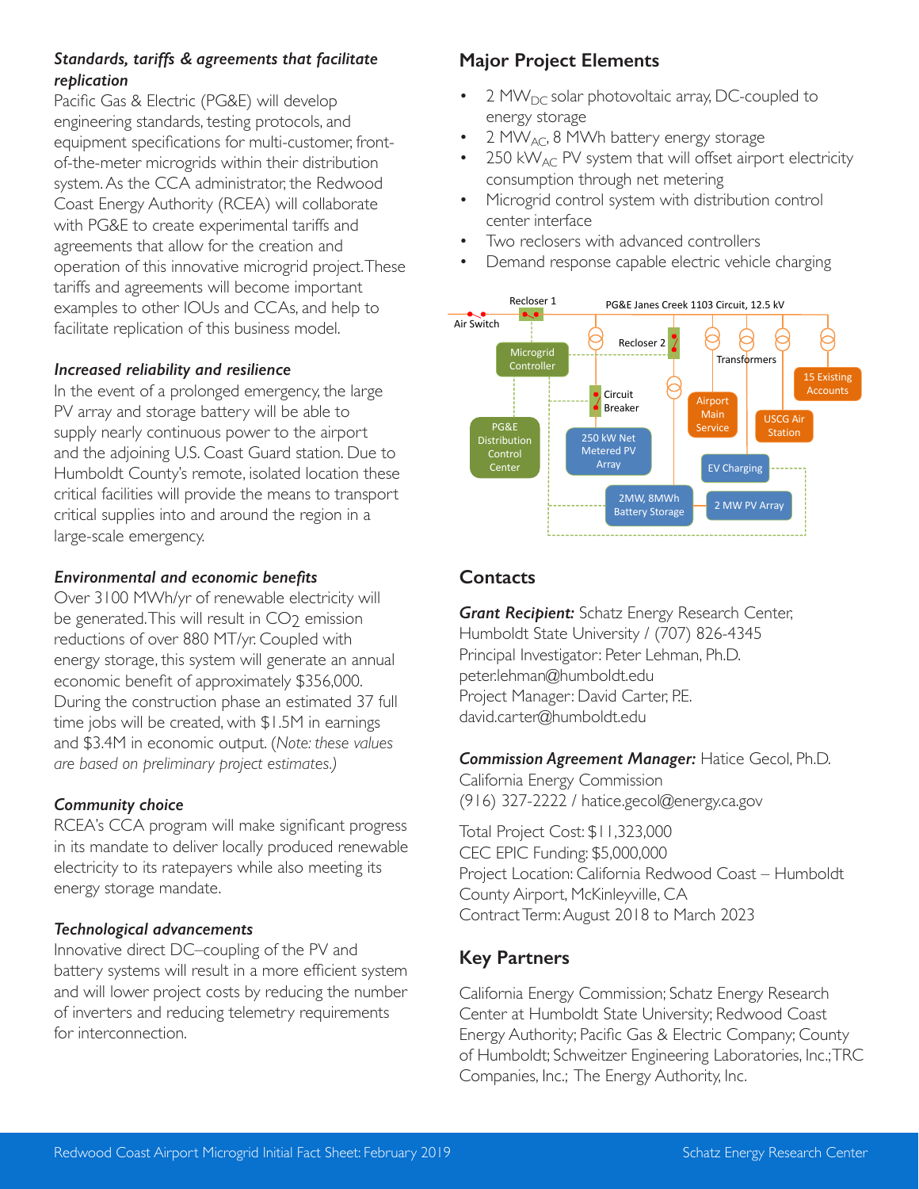*Standards, tariffs & agreements that facilitate replication*

Pacific Gas & Electric (PG&E) will develop engineering standards, testing protocols, and equipment specifications for multi-customer, front-of-the-meter microgrids within their distribution system. As the CCA administrator, the Redwood Coast Energy Authority (RCEA) will collaborate with PG&E to create experimental tariffs and agreements that allow for the creation and operation of this innovative microgrid project. These tariffs and agreements will become important examples to other IOUs and CCAs, and help to facilitate replication of this business model.

*Increased reliability and resilience*

In the event of a prolonged emergency, the large PV array and storage battery will be able to supply nearly continuous power to the airport and the adjoining U.S. Coast Guard station. Due to Humboldt County's remote, isolated location these critical facilities will provide the means to transport critical supplies into and around the region in a large-scale emergency.

*Environmental and economic benefits*

Over 3100 MWh/yr of renewable electricity will be generated. This will result in $CO_2$ emission reductions of over 880 MT/yr. Coupled with energy storage, this system will generate an annual economic benefit of approximately $356,000. During the construction phase an estimated 37 full time jobs will be created, with $1.5M in earnings and $3.4M in economic output. (*Note: these values are based on preliminary project estimates.)*

*Community choice*

RCEA's CCA program will make significant progress in its mandate to deliver locally produced renewable electricity to its ratepayers while also meeting its energy storage mandate.

*Technological advancements*

Innovative direct DC–coupling of the PV and battery systems will result in a more efficient system and will lower project costs by reducing the number of inverters and reducing telemetry requirements for interconnection.

## Major Project Elements

- 2 $MW_{DC}$ solar photovoltaic array, DC-coupled to energy storage
- 2 $MW_{AC}$, 8 MWh battery energy storage
- 250 $kW_{AC}$ PV system that will offset airport electricity consumption through net metering
- Microgrid control system with distribution control center interface
- Two reclosers with advanced controllers
- Demand response capable electric vehicle charging

Recloser 1
PG&E Janes Creek 1103 Circuit, 12.5 kV
Air Switch
Recloser 2
Microgrid Controller
Transformers
15 Existing Accounts
Circuit Breaker
Airport Main Service
USCG Air Station
PG&E Distribution Control Center
250 kW Net Metered PV Array
EV Charging
2MW, 8MWh Battery Storage
2 MW PV Array

## Contacts

***Grant Recipient:*** Schatz Energy Research Center, Humboldt State University / (707) 826-4345
Principal Investigator: Peter Lehman, Ph.D.
peter.lehman@humboldt.edu
Project Manager: David Carter, P.E.
david.carter@humboldt.edu

***Commission Agreement Manager:*** Hatice Gecol, Ph.D.
California Energy Commission
(916) 327-2222 / hatice.gecol@energy.ca.gov

Total Project Cost: $11,323,000
CEC EPIC Funding: $5,000,000
Project Location: California Redwood Coast – Humboldt County Airport, McKinleyville, CA
Contract Term: August 2018 to March 2023

## Key Partners

California Energy Commission; Schatz Energy Research Center at Humboldt State University; Redwood Coast Energy Authority; Pacific Gas & Electric Company; County of Humboldt; Schweitzer Engineering Laboratories, Inc.; TRC Companies, Inc.; The Energy Authority, Inc.